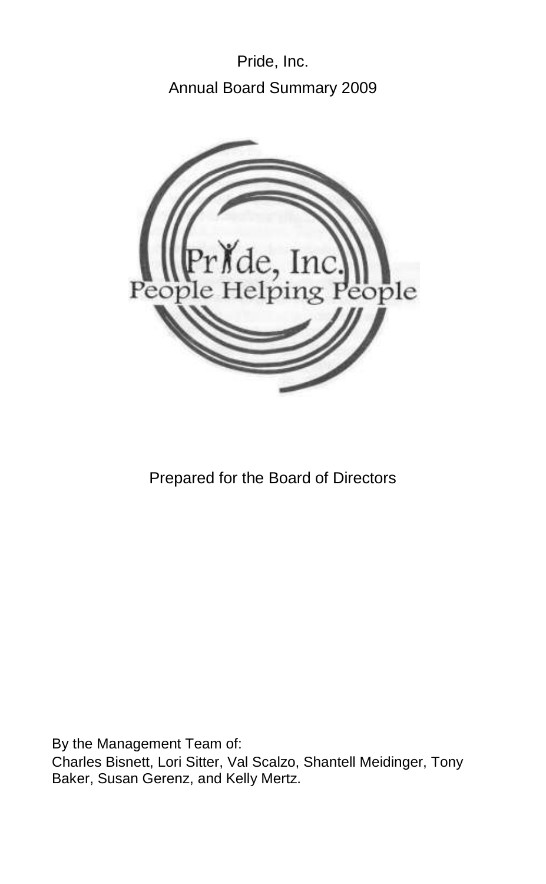# Pride, Inc.

## Annual Board Summary 2009

Prared for the Board of Directors

By the Management Team of:
Charles Bisnett, Lori Sitter, Val Scalzo, Shantell Meidinger, Tony Baker, Susan Gerenz, and Kelly Mertz.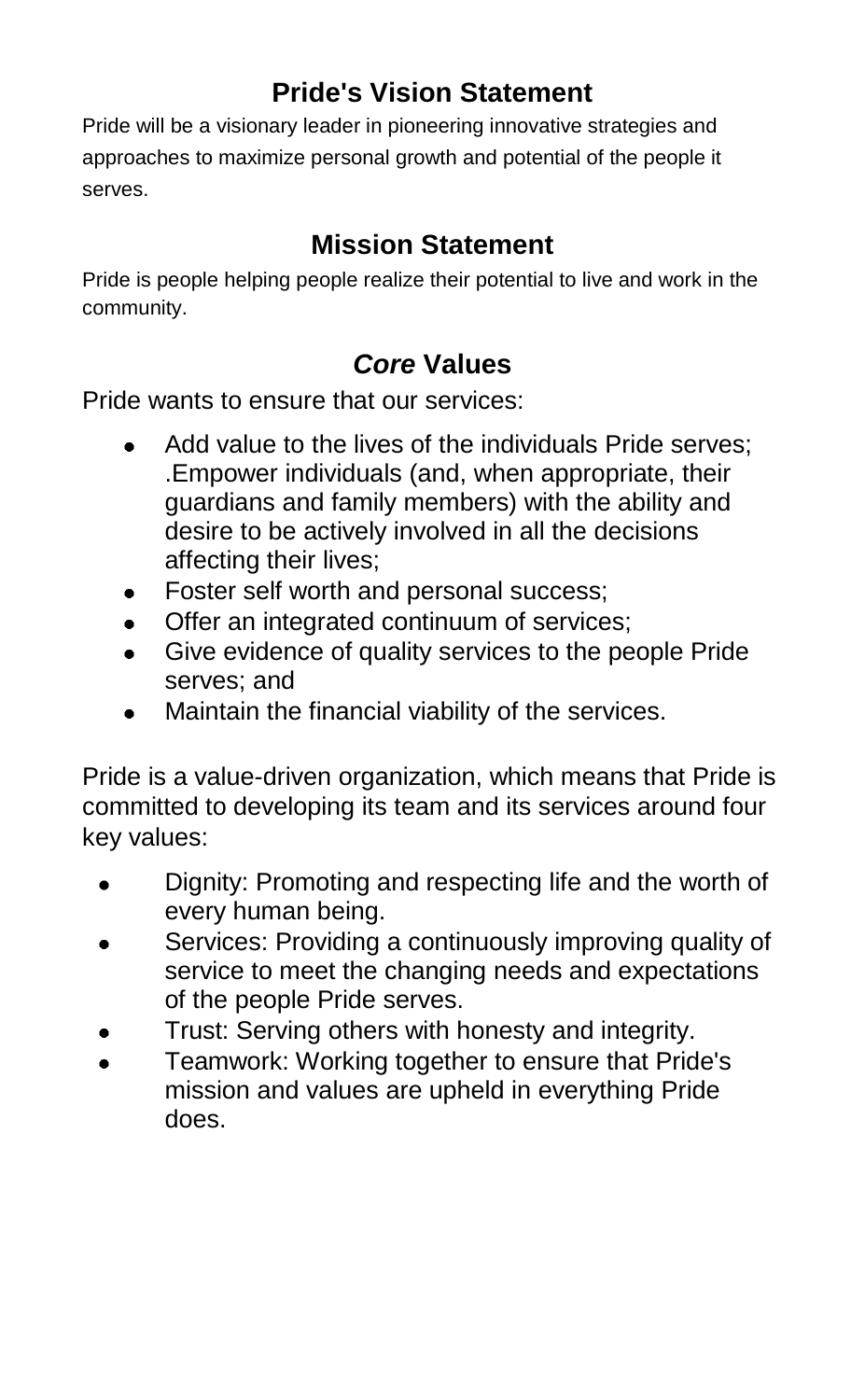## Pride's Vision Statement

Pride will be a visionary leader in pioneering innovative strategies and approaches to maximize personal growth and potential of the people it serves.

## Mission Statement

Pride is people helping people realize their potential to live and work in the community.

## ***Core*** **Values**

Pride wants to ensure that our services:

- Add value to the lives of the individuals Pride serves; .Empower individuals (and, when appropriate, their guardians and family members) with the ability and desire to be actively involved in all the decisions affecting their lives;
- Foster self worth and personal success;
- Offer an integrated continuum of services;
- Give evidence of quality services to the people Pride serves; and
- Maintain the financial viability of the services.

Pride is a value-driven organization, which means that Pride is committed to developing its team and its services around four key values:

- Dignity: Promoting and respecting life and the worth of every human being.
- Services: Providing a continuously improving quality of service to meet the changing needs and expectations of the people Pride serves.
- Trust: Serving others with honesty and integrity.
- Teamwork: Working together to ensure that Pride's mission and values are upheld in everything Pride does.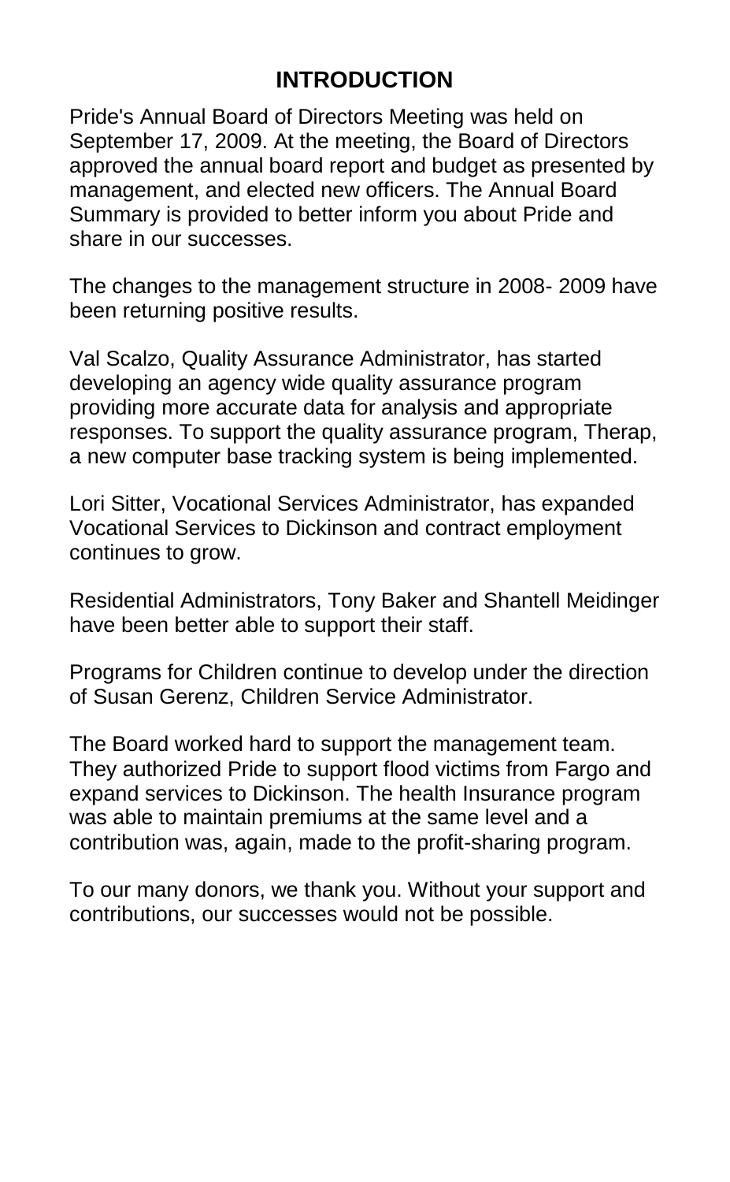# INTRODUCTION

Pride's Annual Board of Directors Meeting was held on September 17, 2009. At the meeting, the Board of Directors approved the annual board report and budget as presented by management, and elected new officers. The Annual Board Summary is provided to better inform you about Pride and share in our successes.

The changes to the management structure in 2008- 2009 have been returning positive results.

Val Scalzo, Quality Assurance Administrator, has started developing an agency wide quality assurance program providing more accurate data for analysis and appropriate responses. To support the quality assurance program, Therap, a new computer base tracking system is being implemented.

Lori Sitter, Vocational Services Administrator, has expanded Vocational Services to Dickinson and contract employment continues to grow.

Residential Administrators, Tony Baker and Shantell Meidinger have been better able to support their staff.

Programs for Children continue to develop under the direction of Susan Gerenz, Children Service Administrator.

The Board worked hard to support the management team. They authorized Pride to support flood victims from Fargo and expand services to Dickinson. The health Insurance program was able to maintain premiums at the same level and a contribution was, again, made to the profit-sharing program.

To our many donors, we thank you. Without your support and contributions, our successes would not be possible.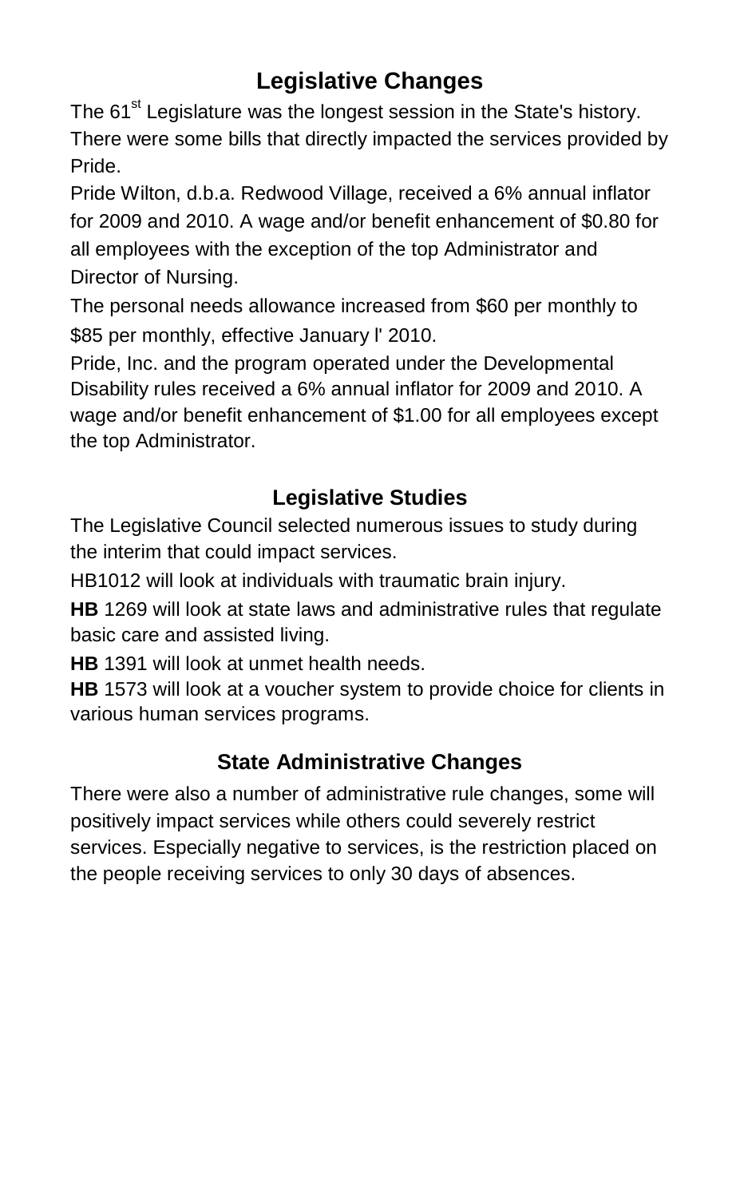## Legislative Changes

The 61st Legislature was the longest session in the State's history. There were some bills that directly impacted the services provided by Pride.

Pride Wilton, d.b.a. Redwood Village, received a 6% annual inflator for 2009 and 2010. A wage and/or benefit enhancement of $0.80 for all employees with the exception of the top Administrator and Director of Nursing.

The personal needs allowance increased from $60 per monthly to $85 per monthly, effective January l' 2010.

Pride, Inc. and the program operated under the Developmental Disability rules received a 6% annual inflator for 2009 and 2010. A wage and/or benefit enhancement of $1.00 for all employees except the top Administrator.

## Legislative Studies

The Legislative Council selected numerous issues to study during the interim that could impact services.

HB1012 will look at individuals with traumatic brain injury.

**HB** 1269 will look at state laws and administrative rules that regulate basic care and assisted living.

**HB** 1391 will look at unmet health needs.

**HB** 1573 will look at a voucher system to provide choice for clients in various human services programs.

## State Administrative Changes

There were also a number of administrative rule changes, some will positively impact services while others could severely restrict services. Especially negative to services, is the restriction placed on the people receiving services to only 30 days of absences.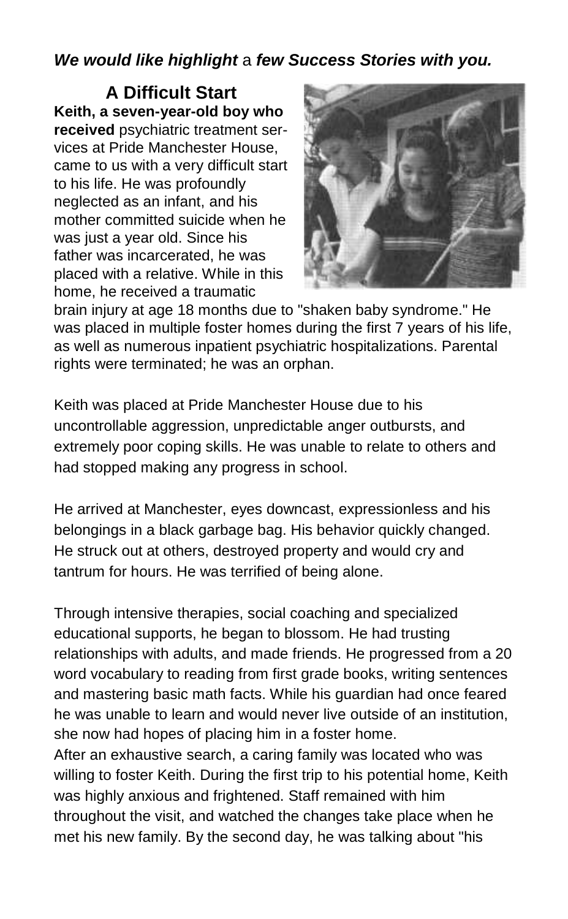***We would like highlight*** a ***few Success Stories with you.***

## A Difficult Start

**Keith, a seven-year-old boy who received** psychiatric treatment services at Pride Manchester House, came to us with a very difficult start to his life. He was profoundly neglected as an infant, and his mother committed suicide when he was just a year old. Since his father was incarcerated, he was placed with a relative. While in this home, he received a traumatic brain injury at age 18 months due to "shaken baby syndrome." He was placed in multiple foster homes during the first 7 years of his life, as well as numerous inpatient psychiatric hospitalizations. Parental rights were terminated; he was an orphan.

Keith was placed at Pride Manchester House due to his uncontrollable aggression, unpredictable anger outbursts, and extremely poor coping skills. He was unable to relate to others and had stopped making any progress in school.

He arrived at Manchester, eyes downcast, expressionless and his belongings in a black garbage bag. His behavior quickly changed. He struck out at others, destroyed property and would cry and tantrum for hours. He was terrified of being alone.

Through intensive therapies, social coaching and specialized educational supports, he began to blossom. He had trusting relationships with adults, and made friends. He progressed from a 20 word vocabulary to reading from first grade books, writing sentences and mastering basic math facts. While his guardian had once feared he was unable to learn and would never live outside of an institution, she now had hopes of placing him in a foster home.
After an exhaustive search, a caring family was located who was willing to foster Keith. During the first trip to his potential home, Keith was highly anxious and frightened. Staff remained with him throughout the visit, and watched the changes take place when he met his new family. By the second day, he was talking about "his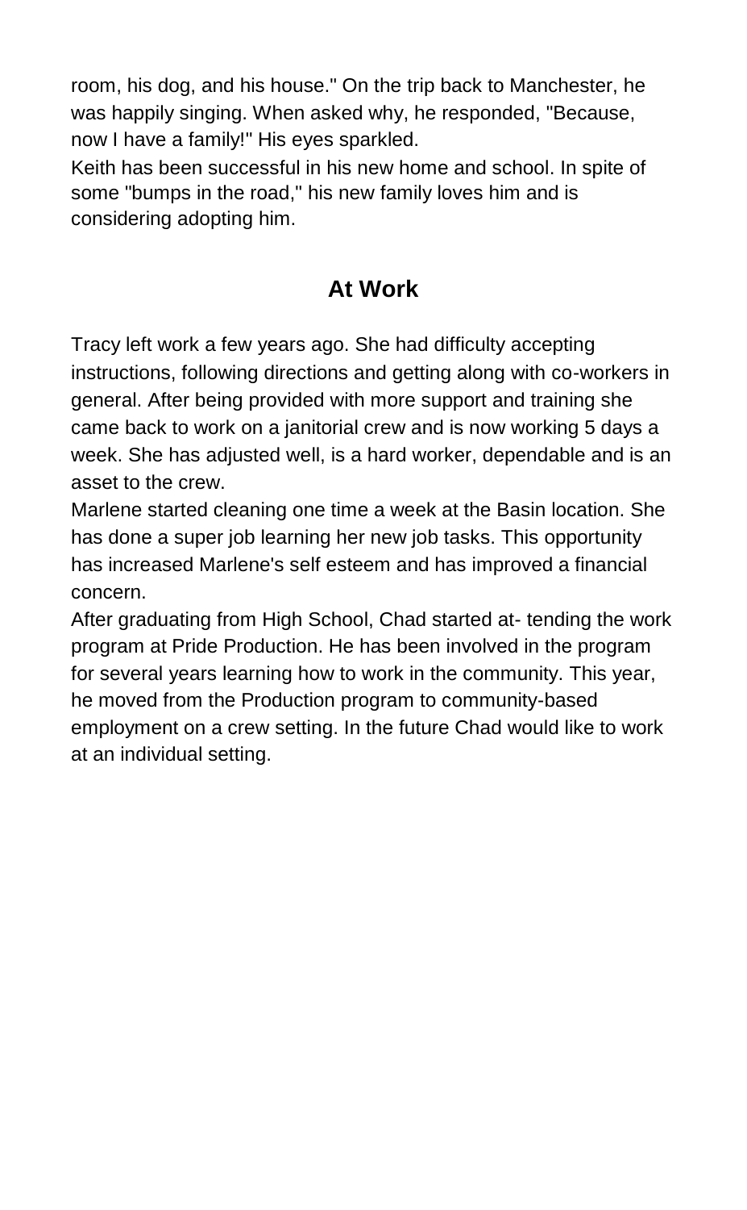room, his dog, and his house." On the trip back to Manchester, he was happily singing. When asked why, he responded, "Because, now I have a family!" His eyes sparkled.

Keith has been successful in his new home and school. In spite of some "bumps in the road," his new family loves him and is considering adopting him.

## At Work

Tracy left work a few years ago. She had difficulty accepting instructions, following directions and getting along with co-workers in general. After being provided with more support and training she came back to work on a janitorial crew and is now working 5 days a week. She has adjusted well, is a hard worker, dependable and is an asset to the crew.

Marlene started cleaning one time a week at the Basin location. She has done a super job learning her new job tasks. This opportunity has increased Marlene's self esteem and has improved a financial concern.

After graduating from High School, Chad started at- tending the work program at Pride Production. He has been involved in the program for several years learning how to work in the community. This year, he moved from the Production program to community-based employment on a crew setting. In the future Chad would like to work at an individual setting.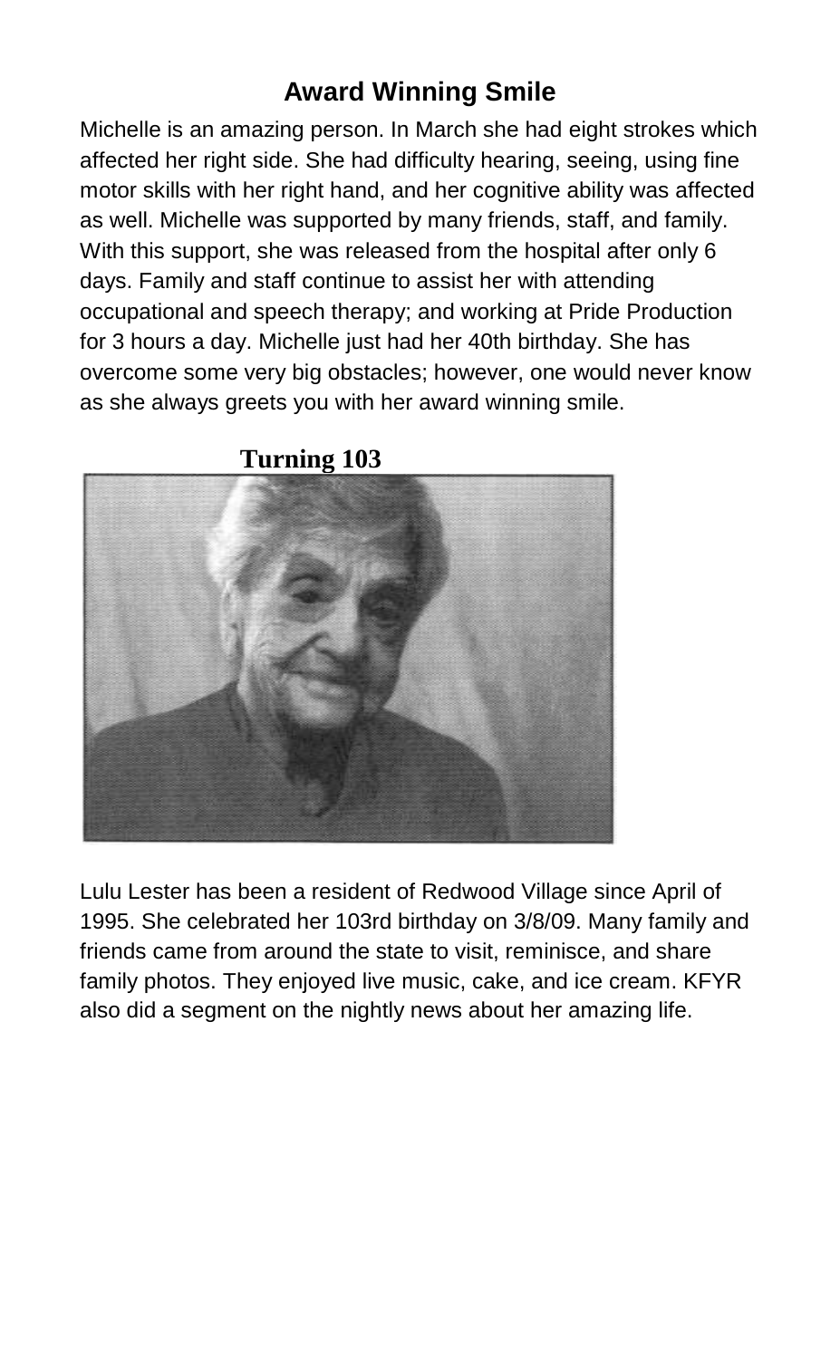## Award Winning Smile

Michelle is an amazing person. In March she had eight strokes which affected her right side. She had difficulty hearing, seeing, using fine motor skills with her right hand, and her cognitive ability was affected as well. Michelle was supported by many friends, staff, and family. With this support, she was released from the hospital after only 6 days. Family and staff continue to assist her with attending occupational and speech therapy; and working at Pride Production for 3 hours a day. Michelle just had her 40th birthday. She has overcome some very big obstacles; however, one would never know as she always greets you with her award winning smile.

## Turning 103

Lulu Lester has been a resident of Redwood Village since April of 1995. She celebrated her 103rd birthday on 3/8/09. Many family and friends came from around the state to visit, reminisce, and share family photos. They enjoyed live music, cake, and ice cream. KFYR also did a segment on the nightly news about her amazing life.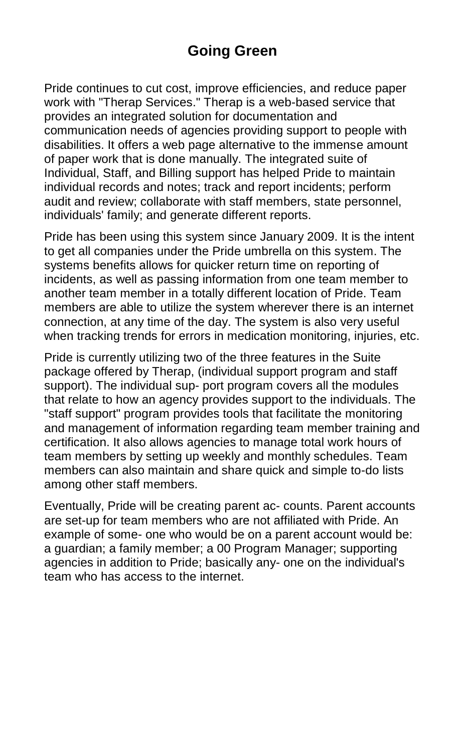# Going Green

Pride continues to cut cost, improve efficiencies, and reduce paper work with "Therap Services." Therap is a web-based service that provides an integrated solution for documentation and communication needs of agencies providing support to people with disabilities. It offers a web page alternative to the immense amount of paper work that is done manually. The integrated suite of Individual, Staff, and Billing support has helped Pride to maintain individual records and notes; track and report incidents; perform audit and review; collaborate with staff members, state personnel, individuals' family; and generate different reports.

Pride has been using this system since January 2009. It is the intent to get all companies under the Pride umbrella on this system. The systems benefits allows for quicker return time on reporting of incidents, as well as passing information from one team member to another team member in a totally different location of Pride. Team members are able to utilize the system wherever there is an internet connection, at any time of the day. The system is also very useful when tracking trends for errors in medication monitoring, injuries, etc.

Pride is currently utilizing two of the three features in the Suite package offered by Therap, (individual support program and staff support). The individual sup- port program covers all the modules that relate to how an agency provides support to the individuals. The "staff support" program provides tools that facilitate the monitoring and management of information regarding team member training and certification. It also allows agencies to manage total work hours of team members by setting up weekly and monthly schedules. Team members can also maintain and share quick and simple to-do lists among other staff members.

Eventually, Pride will be creating parent ac- counts. Parent accounts are set-up for team members who are not affiliated with Pride. An example of some- one who would be on a parent account would be: a guardian; a family member; a 00 Program Manager; supporting agencies in addition to Pride; basically any- one on the individual's team who has access to the internet.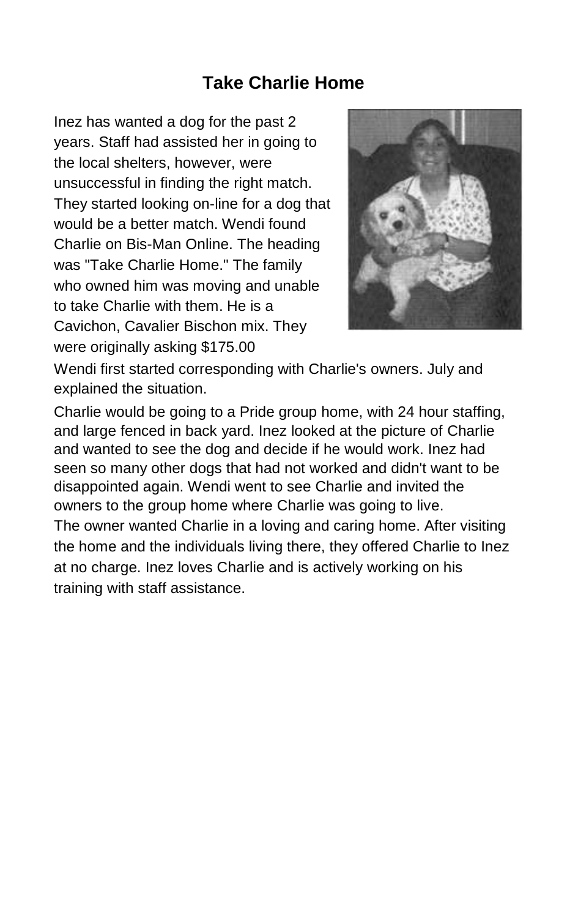# Take Charlie Home

Inez has wanted a dog for the past 2 years. Staff had assisted her in going to the local shelters, however, were unsuccessful in finding the right match. They started looking on-line for a dog that would be a better match. Wendi found Charlie on Bis-Man Online. The heading was "Take Charlie Home." The family who owned him was moving and unable to take Charlie with them. He is a Cavichon, Cavalier Bischon mix. They were originally asking $175.00

Wendi first started corresponding with Charlie's owners. July and explained the situation.

Charlie would be going to a Pride group home, with 24 hour staffing, and large fenced in back yard. Inez looked at the picture of Charlie and wanted to see the dog and decide if he would work. Inez had seen so many other dogs that had not worked and didn't want to be disappointed again. Wendi went to see Charlie and invited the owners to the group home where Charlie was going to live.
The owner wanted Charlie in a loving and caring home. After visiting the home and the individuals living there, they offered Charlie to Inez at no charge. Inez loves Charlie and is actively working on his training with staff assistance.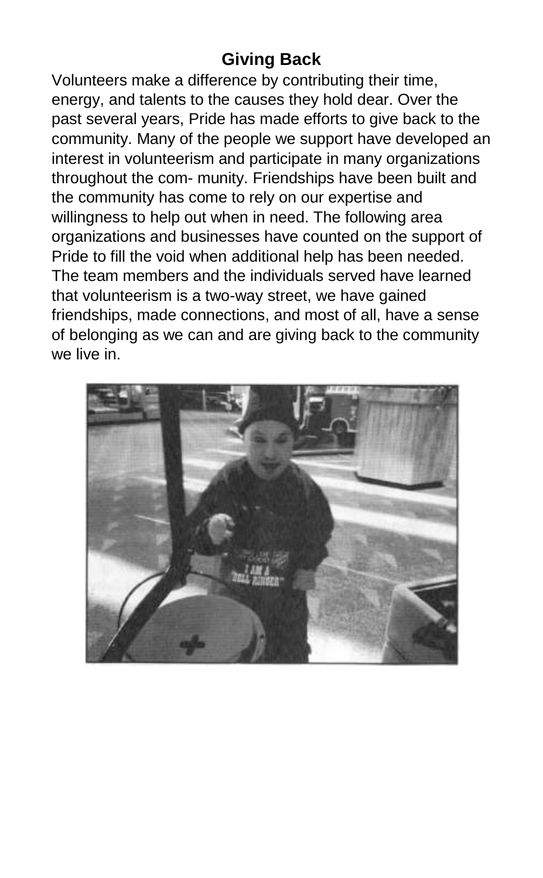## Giving Back

Volunteers make a difference by contributing their time, energy, and talents to the causes they hold dear. Over the past several years, Pride has made efforts to give back to the community. Many of the people we support have developed an interest in volunteerism and participate in many organizations throughout the com- munity. Friendships have been built and the community has come to rely on our expertise and willingness to help out when in need. The following area organizations and businesses have counted on the support of Pride to fill the void when additional help has been needed. The team members and the individuals served have learned that volunteerism is a two-way street, we have gained friendships, made connections, and most of all, have a sense of belonging as we can and are giving back to the community we live in.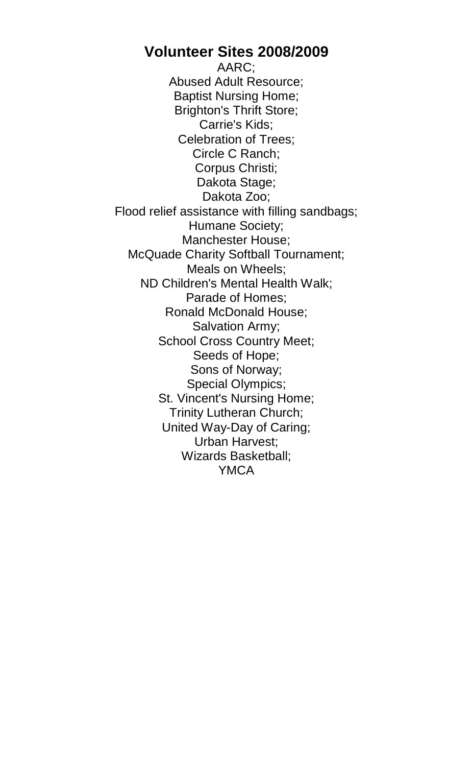## Volunteer Sites 2008/2009

AARC;
Abused Adult Resource;
Baptist Nursing Home;
Brighton's Thrift Store;
Carrie's Kids;
Celebration of Trees;
Circle C Ranch;
Corpus Christi;
Dakota Stage;
Dakota Zoo;
Flood relief assistance with filling sandbags;
Humane Society;
Manchester House;
McQuade Charity Softball Tournament;
Meals on Wheels;
ND Children's Mental Health Walk;
Parade of Homes;
Ronald McDonald House;
Salvation Army;
School Cross Country Meet;
Seeds of Hope;
Sons of Norway;
Special Olympics;
St. Vincent's Nursing Home;
Trinity Lutheran Church;
United Way-Day of Caring;
Urban Harvest;
Wizards Basketball;
YMCA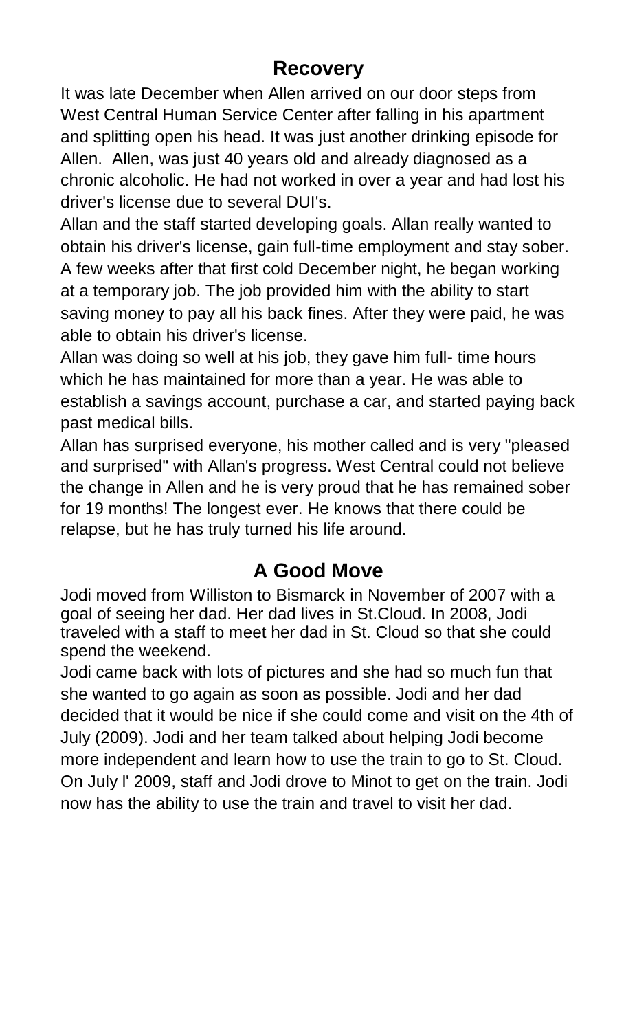## Recovery

It was late December when Allen arrived on our door steps from West Central Human Service Center after falling in his apartment and splitting open his head. It was just another drinking episode for Allen. Allen, was just 40 years old and already diagnosed as a chronic alcoholic. He had not worked in over a year and had lost his driver's license due to several DUI's.

Allan and the staff started developing goals. Allan really wanted to obtain his driver's license, gain full-time employment and stay sober. A few weeks after that first cold December night, he began working at a temporary job. The job provided him with the ability to start saving money to pay all his back fines. After they were paid, he was able to obtain his driver's license.

Allan was doing so well at his job, they gave him full- time hours which he has maintained for more than a year. He was able to establish a savings account, purchase a car, and started paying back past medical bills.

Allan has surprised everyone, his mother called and is very "pleased and surprised" with Allan's progress. West Central could not believe the change in Allen and he is very proud that he has remained sober for 19 months! The longest ever. He knows that there could be relapse, but he has truly turned his life around.

## A Good Move

Jodi moved from Williston to Bismarck in November of 2007 with a goal of seeing her dad. Her dad lives in St.Cloud. In 2008, Jodi traveled with a staff to meet her dad in St. Cloud so that she could spend the weekend.

Jodi came back with lots of pictures and she had so much fun that she wanted to go again as soon as possible. Jodi and her dad decided that it would be nice if she could come and visit on the 4th of July (2009). Jodi and her team talked about helping Jodi become more independent and learn how to use the train to go to St. Cloud. On July l' 2009, staff and Jodi drove to Minot to get on the train. Jodi now has the ability to use the train and travel to visit her dad.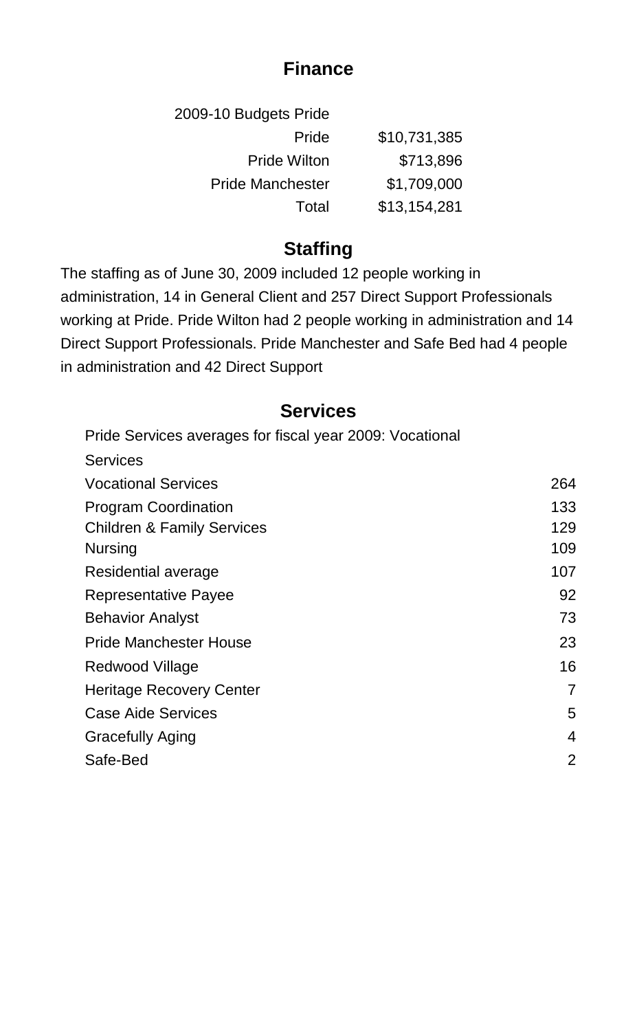## Finance

| 2009-10 Budgets Pride | |
|---|---|
| Pride | $10,731,385 |
| Pride Wilton | $713,896 |
| Pride Manchester | $1,709,000 |
| Total | $13,154,281 |

## Staffing

The staffing as of June 30, 2009 included 12 people working in administration, 14 in General Client and 257 Direct Support Professionals working at Pride. Pride Wilton had 2 people working in administration and 14 Direct Support Professionals. Pride Manchester and Safe Bed had 4 people in administration and 42 Direct Support

## Services

Pride Services averages for fiscal year 2009: Vocational Services

| | |
|---|---|
| Vocational Services | 264 |
| Program Coordination | 133 |
| Children & Family Services | 129 |
| Nursing | 109 |
| Residential average | 107 |
| Representative Payee | 92 |
| Behavior Analyst | 73 |
| Pride Manchester House | 23 |
| Redwood Village | 16 |
| Heritage Recovery Center | 7 |
| Case Aide Services | 5 |
| Gracefully Aging | 4 |
| Safe-Bed | 2 |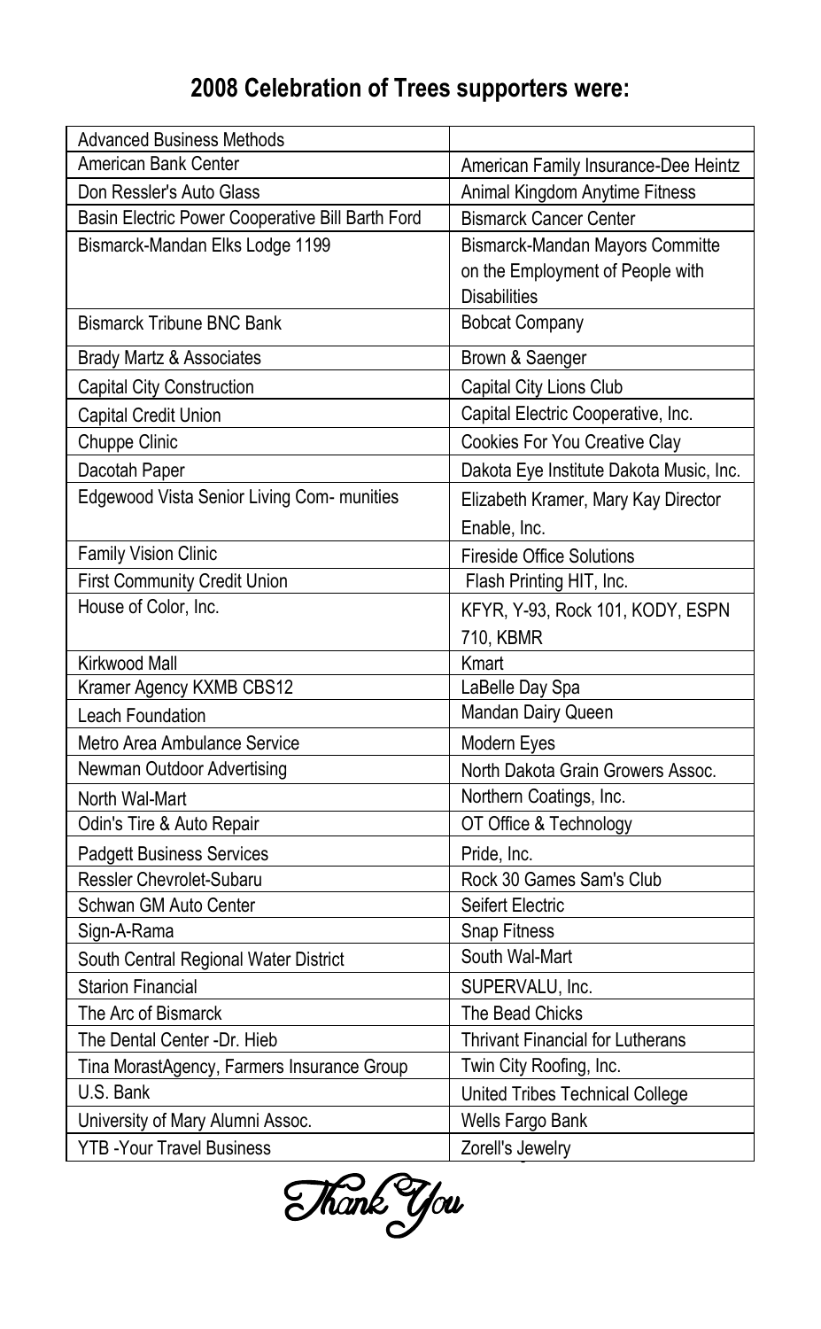## 2008 Celebration of Trees supporters were:

| | |
|---|---|
| Advanced Business Methods | |
| American Bank Center | American Family Insurance-Dee Heintz |
| Don Ressler's Auto Glass | Animal Kingdom Anytime Fitness |
| Basin Electric Power Cooperative Bill Barth Ford | Bismarck Cancer Center |
| Bismarck-Mandan Elks Lodge 1199 | Bismarck-Mandan Mayors Committe on the Employment of People with Disabilities |
| Bismarck Tribune BNC Bank | Bobcat Company |
| Brady Martz & Associates | Brown & Saenger |
| Capital City Construction | Capital City Lions Club |
| Capital Credit Union | Capital Electric Cooperative, Inc. |
| Chuppe Clinic | Cookies For You Creative Clay |
| Dacotah Paper | Dakota Eye Institute Dakota Music, Inc. |
| Edgewood Vista Senior Living Com- munities | Elizabeth Kramer, Mary Kay Director Enable, Inc. |
| Family Vision Clinic | Fireside Office Solutions |
| First Community Credit Union | Flash Printing HIT, Inc. |
| House of Color, Inc. | KFYR, Y-93, Rock 101, KODY, ESPN 710, KBMR |
| Kirkwood Mall | Kmart |
| Kramer Agency KXMB CBS12 | LaBelle Day Spa |
| Leach Foundation | Mandan Dairy Queen |
| Metro Area Ambulance Service | Modern Eyes |
| Newman Outdoor Advertising | North Dakota Grain Growers Assoc. |
| North Wal-Mart | Northern Coatings, Inc. |
| Odin's Tire & Auto Repair | OT Office & Technology |
| Padgett Business Services | Pride, Inc. |
| Ressler Chevrolet-Subaru | Rock 30 Games Sam's Club |
| Schwan GM Auto Center | Seifert Electric |
| Sign-A-Rama | Snap Fitness |
| South Central Regional Water District | South Wal-Mart |
| Starion Financial | SUPERVALU, Inc. |
| The Arc of Bismarck | The Bead Chicks |
| The Dental Center -Dr. Hieb | Thrivant Financial for Lutherans |
| Tina MorastAgency, Farmers Insurance Group | Twin City Roofing, Inc. |
| U.S. Bank | United Tribes Technical College |
| University of Mary Alumni Assoc. | Wells Fargo Bank |
| YTB -Your Travel Business | Zorell's Jewelry |

*Thank You*